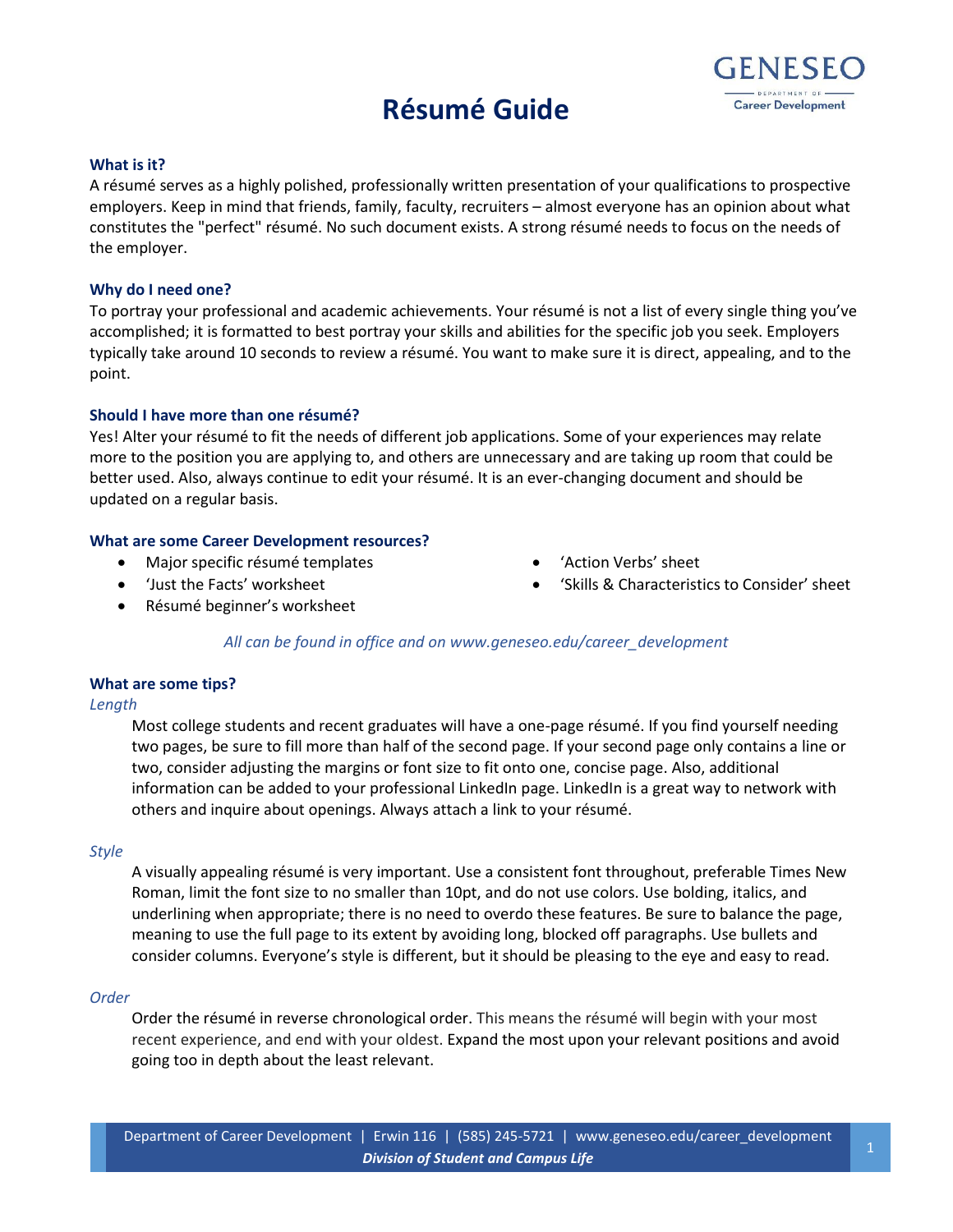# Résumé Guide

### What is it?

A résumé serves as a highly polished, professionally written presentation of your qualifications to prospective employers. Keep in mind that friends, family, faculty, recruiters – almost everyone has an opinion about what constitutes the "perfect" résumé. No such document exists. A strong résumé needs to focus on the needs of the employer.

### Why do I need one?

To portray your professional and academic achievements. Your résumé is not a list of every single thing you've accomplished; it is formatted to best portray your skills and abilities for the specific job you seek. Employers typically take around 10 seconds to review a résumé. You want to make sure it is direct, appealing, and to the point.

### Should I have more than one résumé?

Yes! Alter your résumé to fit the needs of different job applications. Some of your experiences may relate more to the position you are applying to, and others are unnecessary and are taking up room that could be better used. Also, always continue to edit your résumé. It is an ever-changing document and should be updated on a regular basis.

### What are some Career Development resources?

- Major specific résumé templates
- 'Just the Facts' worksheet
- Résumé beginner's worksheet
- 'Action Verbs' sheet
- 'Skills & Characteristics to Consider' sheet

*All can be found in office and on www.geneseo.edu/career_development*

### What are some tips?

*Length*

Most college students and recent graduates will have a one-page résumé. If you find yourself needing two pages, be sure to fill more than half of the second page. If your second page only contains a line or two, consider adjusting the margins or font size to fit onto one, concise page. Also, additional information can be added to your professional LinkedIn page. LinkedIn is a great way to network with others and inquire about openings. Always attach a link to your résumé.

*Style*

A visually appealing résumé is very important. Use a consistent font throughout, preferable Times New Roman, limit the font size to no smaller than 10pt, and do not use colors. Use bolding, italics, and underlining when appropriate; there is no need to overdo these features. Be sure to balance the page, meaning to use the full page to its extent by avoiding long, blocked off paragraphs. Use bullets and consider columns. Everyone's style is different, but it should be pleasing to the eye and easy to read.

*Order*

Order the résumé in reverse chronological order. This means the résumé will begin with your most recent experience, and end with your oldest. Expand the most upon your relevant positions and avoid going too in depth about the least relevant.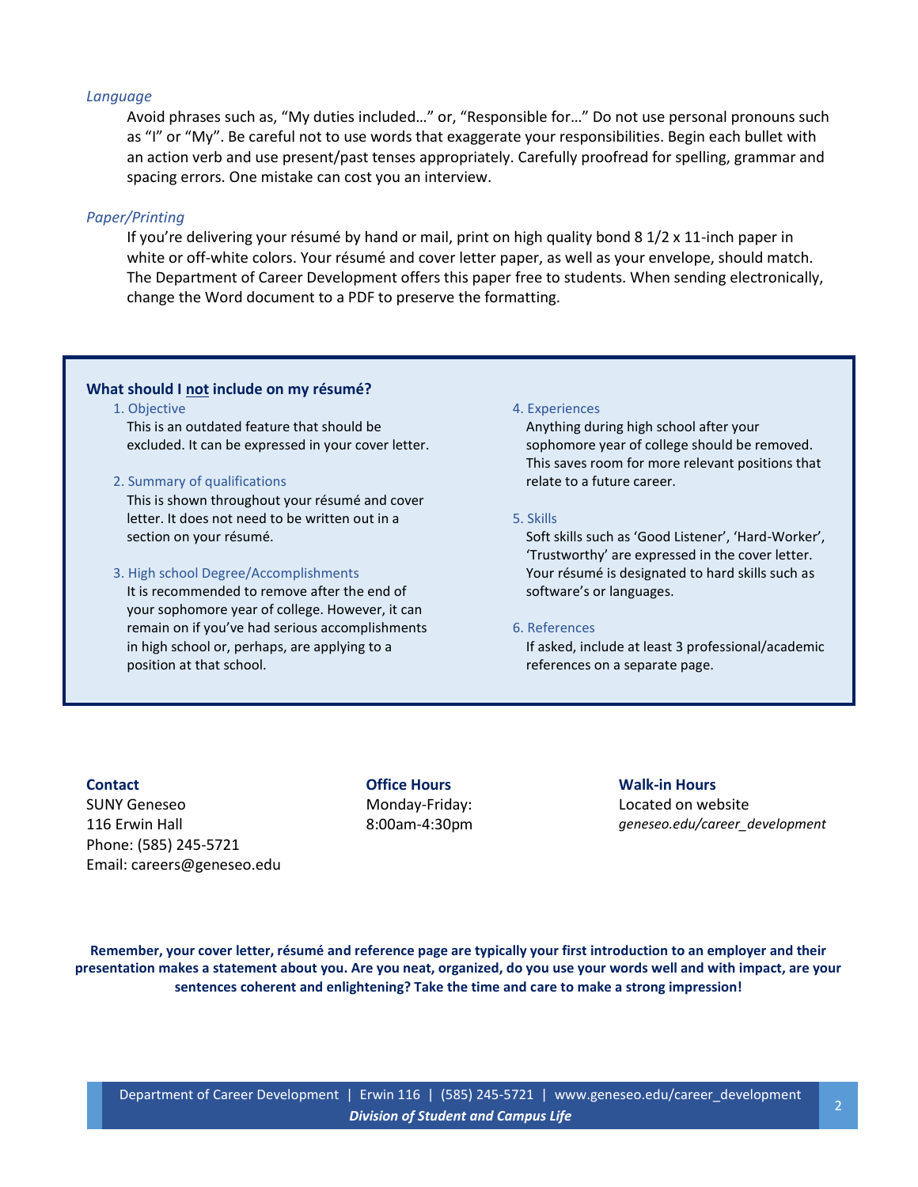### *Language*

Avoid phrases such as, "My duties included…" or, "Responsible for…" Do not use personal pronouns such as "I" or "My". Be careful not to use words that exaggerate your responsibilities. Begin each bullet with an action verb and use present/past tenses appropriately. Carefully proofread for spelling, grammar and spacing errors. One mistake can cost you an interview.

### *Paper/Printing*

If you're delivering your résumé by hand or mail, print on high quality bond 8 1/2 x 11-inch paper in white or off-white colors. Your résumé and cover letter paper, as well as your envelope, should match. The Department of Career Development offers this paper free to students. When sending electronically, change the Word document to a PDF to preserve the formatting.

## What should I not include on my résumé?

1. Objective

   This is an outdated feature that should be excluded. It can be expressed in your cover letter.

2. Summary of qualifications

   This is shown throughout your résumé and cover letter. It does not need to be written out in a section on your résumé.

3. High school Degree/Accomplishments

   It is recommended to remove after the end of your sophomore year of college. However, it can remain on if you've had serious accomplishments in high school or, perhaps, are applying to a position at that school.

4. Experiences

   Anything during high school after your sophomore year of college should be removed. This saves room for more relevant positions that relate to a future career.

5. Skills

   Soft skills such as 'Good Listener', 'Hard-Worker', 'Trustworthy' are expressed in the cover letter. Your résumé is designated to hard skills such as software's or languages.

6. References

   If asked, include at least 3 professional/academic references on a separate page.

**Contact**
SUNY Geneseo
116 Erwin Hall
Phone: (585) 245-5721
Email: careers@geneseo.edu

**Office Hours**
Monday-Friday:
8:00am-4:30pm

**Walk-in Hours**
Located on website
*geneseo.edu/career_development*

**Remember, your cover letter, résumé and reference page are typically your first introduction to an employer and their presentation makes a statement about you. Are you neat, organized, do you use your words well and with impact, are your sentences coherent and enlightening? Take the time and care to make a strong impression!**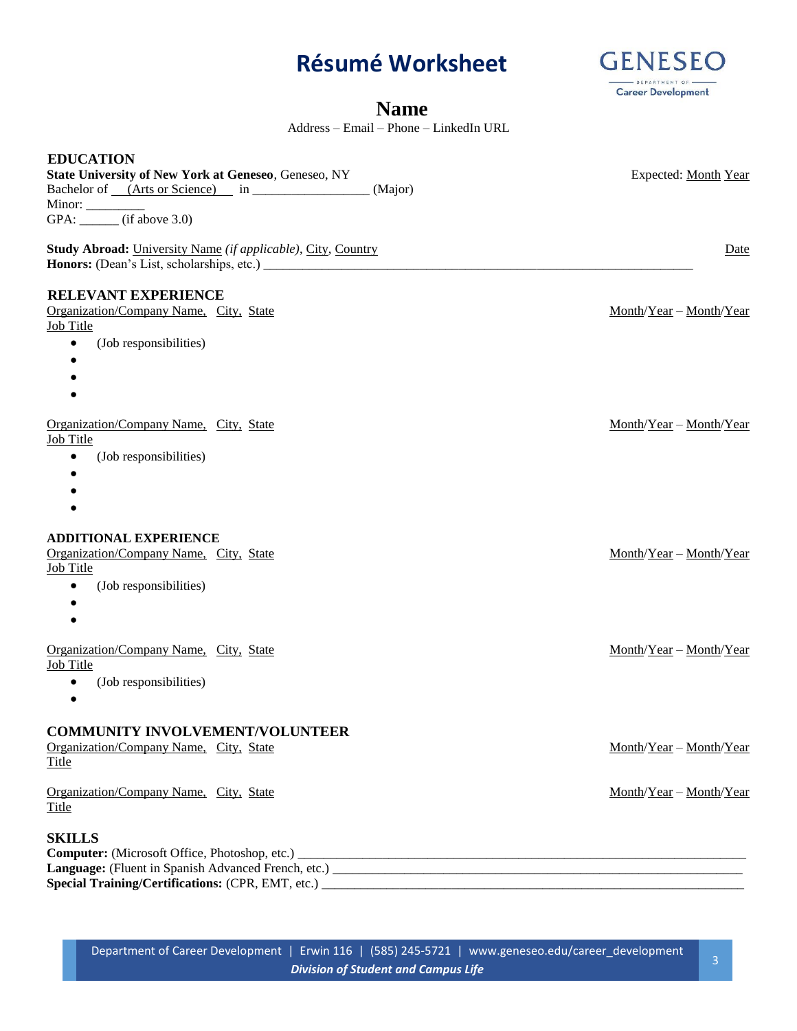# Résumé Worksheet

GENESEO Department of Career Development

## Name

Address – Email – Phone – LinkedIn URL

### EDUCATION

**State University of New York at Geneseo**, Geneseo, NY — Expected: Month Year

Bachelor of \_\_(Arts or Science)\_\_ in \_\_\_\_\_\_\_\_\_\_\_\_\_\_\_\_\_ (Major)

Minor: \_\_\_\_\_\_\_\_\_

GPA: \_\_\_\_\_\_ (if above 3.0)

**Study Abroad:** University Name *(if applicable)*, City, Country — Date

**Honors:** (Dean's List, scholarships, etc.) \_\_\_\_\_\_\_\_\_\_\_\_\_\_\_\_\_\_\_\_\_\_\_\_\_\_\_\_\_\_\_\_\_\_\_\_\_\_\_\_\_\_\_\_\_\_\_\_\_\_\_\_\_\_\_\_\_\_\_\_\_\_\_\_\_\_

### RELEVANT EXPERIENCE

Organization/Company Name, City, State — Month/Year – Month/Year

Job Title

- (Job responsibilities)
-
-
-

Organization/Company Name, City, State — Month/Year – Month/Year

Job Title

- (Job responsibilities)
-
-
-

### ADDITIONAL EXPERIENCE

Organization/Company Name, City, State — Month/Year – Month/Year

Job Title

- (Job responsibilities)
-
-

Organization/Company Name, City, State — Month/Year – Month/Year

Job Title

- (Job responsibilities)
-

### COMMUNITY INVOLVEMENT/VOLUNTEER

Organization/Company Name, City, State — Month/Year – Month/Year

Title

Organization/Company Name, City, State — Month/Year – Month/Year

Title

### SKILLS

**Computer:** (Microsoft Office, Photoshop, etc.) \_\_\_\_\_\_\_\_\_\_\_\_\_\_\_\_\_\_\_\_\_\_\_\_\_\_\_\_\_\_\_\_\_\_\_\_\_\_\_\_\_\_\_\_\_\_\_\_\_\_\_\_\_\_\_\_\_\_\_\_\_\_\_\_\_\_

**Language:** (Fluent in Spanish Advanced French, etc.) \_\_\_\_\_\_\_\_\_\_\_\_\_\_\_\_\_\_\_\_\_\_\_\_\_\_\_\_\_\_\_\_\_\_\_\_\_\_\_\_\_\_\_\_\_\_\_\_\_\_\_\_\_\_\_\_\_\_\_\_\_\_

**Special Training/Certifications:** (CPR, EMT, etc.) \_\_\_\_\_\_\_\_\_\_\_\_\_\_\_\_\_\_\_\_\_\_\_\_\_\_\_\_\_\_\_\_\_\_\_\_\_\_\_\_\_\_\_\_\_\_\_\_\_\_\_\_\_\_\_\_\_\_\_\_\_\_

Department of Career Development | Erwin 116 | (585) 245-5721 | www.geneseo.edu/career_development

*Division of Student and Campus Life*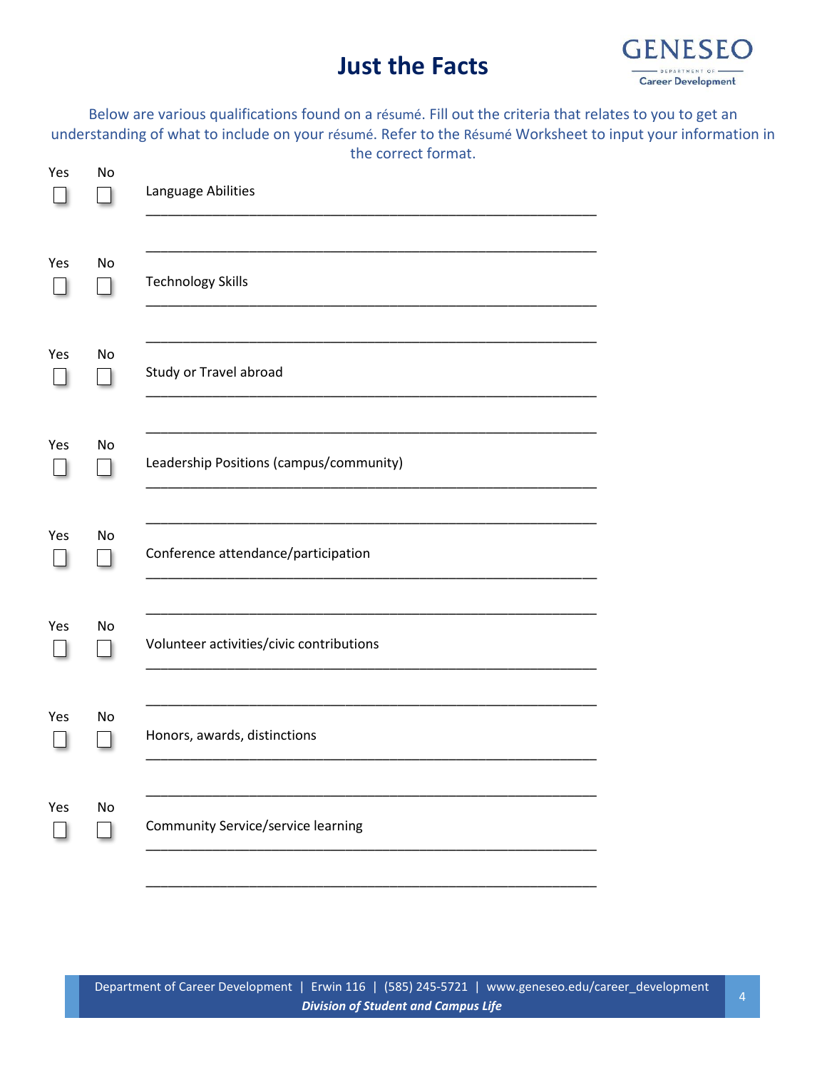# Just the Facts

Below are various qualifications found on a résumé. Fill out the criteria that relates to you to get an understanding of what to include on your résumé. Refer to the Résumé Worksheet to input your information in the correct format.

Yes ☐ No ☐ Language Abilities

_______________________________________________________________

_______________________________________________________________

Yes ☐ No ☐ Technology Skills

_______________________________________________________________

_______________________________________________________________

Yes ☐ No ☐ Study or Travel abroad

_______________________________________________________________

_______________________________________________________________

Yes ☐ No ☐ Leadership Positions (campus/community)

_______________________________________________________________

_______________________________________________________________

Yes ☐ No ☐ Conference attendance/participation

_______________________________________________________________

_______________________________________________________________

Yes ☐ No ☐ Volunteer activities/civic contributions

_______________________________________________________________

_______________________________________________________________

Yes ☐ No ☐ Honors, awards, distinctions

_______________________________________________________________

_______________________________________________________________

Yes ☐ No ☐ Community Service/service learning

_______________________________________________________________

_______________________________________________________________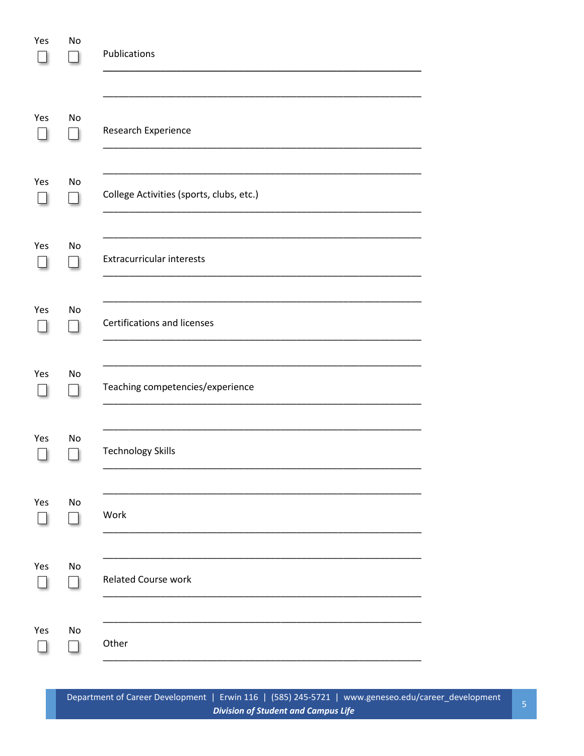| Yes | No | |
|---|---|---|
| ☐ | ☐ | Publications |
| | | ____________________________________________________________ |
| | | ____________________________________________________________ |
| ☐ | ☐ | Research Experience |
| | | ____________________________________________________________ |
| | | ____________________________________________________________ |
| ☐ | ☐ | College Activities (sports, clubs, etc.) |
| | | ____________________________________________________________ |
| | | ____________________________________________________________ |
| ☐ | ☐ | Extracurricular interests |
| | | ____________________________________________________________ |
| | | ____________________________________________________________ |
| ☐ | ☐ | Certifications and licenses |
| | | ____________________________________________________________ |
| | | ____________________________________________________________ |
| ☐ | ☐ | Teaching competencies/experience |
| | | ____________________________________________________________ |
| | | ____________________________________________________________ |
| ☐ | ☐ | Technology Skills |
| | | ____________________________________________________________ |
| | | ____________________________________________________________ |
| ☐ | ☐ | Work |
| | | ____________________________________________________________ |
| | | ____________________________________________________________ |
| ☐ | ☐ | Related Course work |
| | | ____________________________________________________________ |
| | | ____________________________________________________________ |
| ☐ | ☐ | Other |
| | | ____________________________________________________________ |

Department of Career Development | Erwin 116 | (585) 245-5721 | www.geneseo.edu/career_development
***Division of Student and Campus Life***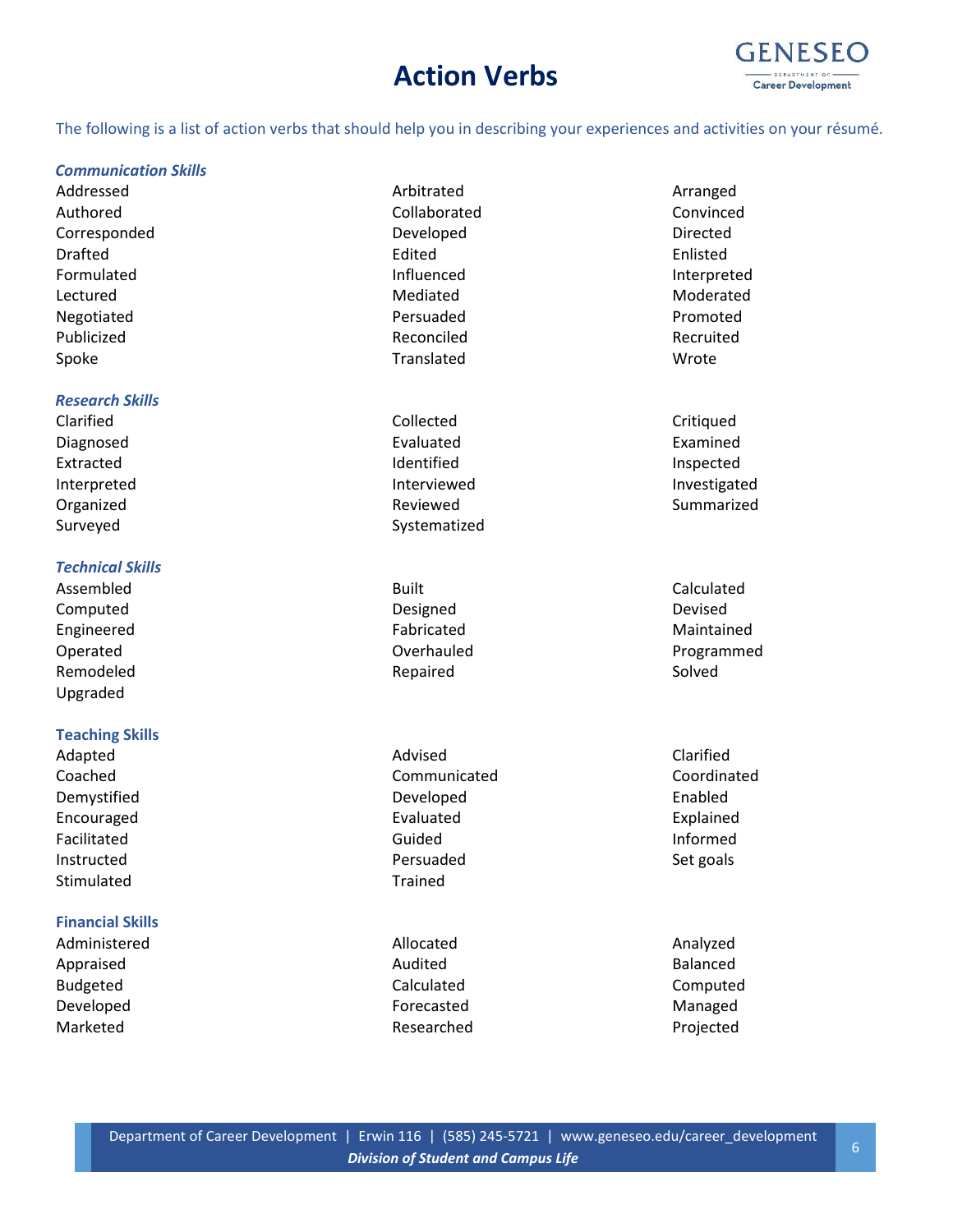# Action Verbs

The following is a list of action verbs that should help you in describing your experiences and activities on your résumé.

### *Communication Skills*

| | | |
|---|---|---|
| Addressed | Arbitrated | Arranged |
| Authored | Collaborated | Convinced |
| Corresponded | Developed | Directed |
| Drafted | Edited | Enlisted |
| Formulated | Influenced | Interpreted |
| Lectured | Mediated | Moderated |
| Negotiated | Persuaded | Promoted |
| Publicized | Reconciled | Recruited |
| Spoke | Translated | Wrote |

### *Research Skills*

| | | |
|---|---|---|
| Clarified | Collected | Critiqued |
| Diagnosed | Evaluated | Examined |
| Extracted | Identified | Inspected |
| Interpreted | Interviewed | Investigated |
| Organized | Reviewed | Summarized |
| Surveyed | Systematized | |

### *Technical Skills*

| | | |
|---|---|---|
| Assembled | Built | Calculated |
| Computed | Designed | Devised |
| Engineered | Fabricated | Maintained |
| Operated | Overhauled | Programmed |
| Remodeled | Repaired | Solved |
| Upgraded | | |

### Teaching Skills

| | | |
|---|---|---|
| Adapted | Advised | Clarified |
| Coached | Communicated | Coordinated |
| Demystified | Developed | Enabled |
| Encouraged | Evaluated | Explained |
| Facilitated | Guided | Informed |
| Instructed | Persuaded | Set goals |
| Stimulated | Trained | |

### Financial Skills

| | | |
|---|---|---|
| Administered | Allocated | Analyzed |
| Appraised | Audited | Balanced |
| Budgeted | Calculated | Computed |
| Developed | Forecasted | Managed |
| Marketed | Researched | Projected |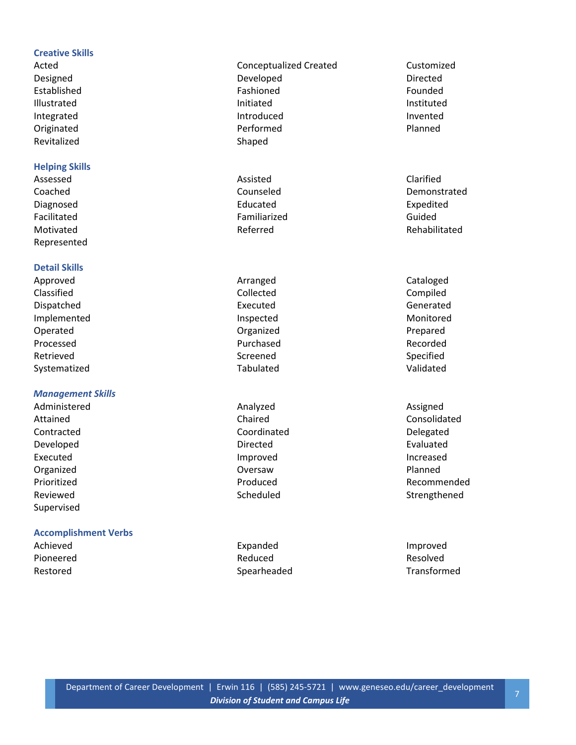### Creative Skills

Acted
Conceptualized Created
Customized
Designed
Developed
Directed
Established
Fashioned
Founded
Illustrated
Initiated
Instituted
Integrated
Introduced
Invented
Originated
Performed
Planned
Revitalized
Shaped

### Helping Skills

Assessed
Assisted
Clarified
Coached
Counseled
Demonstrated
Diagnosed
Educated
Expedited
Facilitated
Familiarized
Guided
Motivated
Referred
Rehabilitated
Represented

### Detail Skills

Approved
Arranged
Cataloged
Classified
Collected
Compiled
Dispatched
Executed
Generated
Implemented
Inspected
Monitored
Operated
Organized
Prepared
Processed
Purchased
Recorded
Retrieved
Screened
Specified
Systematized
Tabulated
Validated

### *Management Skills*

Administered
Analyzed
Assigned
Attained
Chaired
Consolidated
Contracted
Coordinated
Delegated
Developed
Directed
Evaluated
Executed
Improved
Increased
Organized
Oversaw
Planned
Prioritized
Produced
Recommended
Reviewed
Scheduled
Strengthened
Supervised

### Accomplishment Verbs

Achieved
Expanded
Improved
Pioneered
Reduced
Resolved
Restored
Spearheaded
Transformed

Department of Career Development | Erwin 116 | (585) 245-5721 | www.geneseo.edu/career_development
*Division of Student and Campus Life*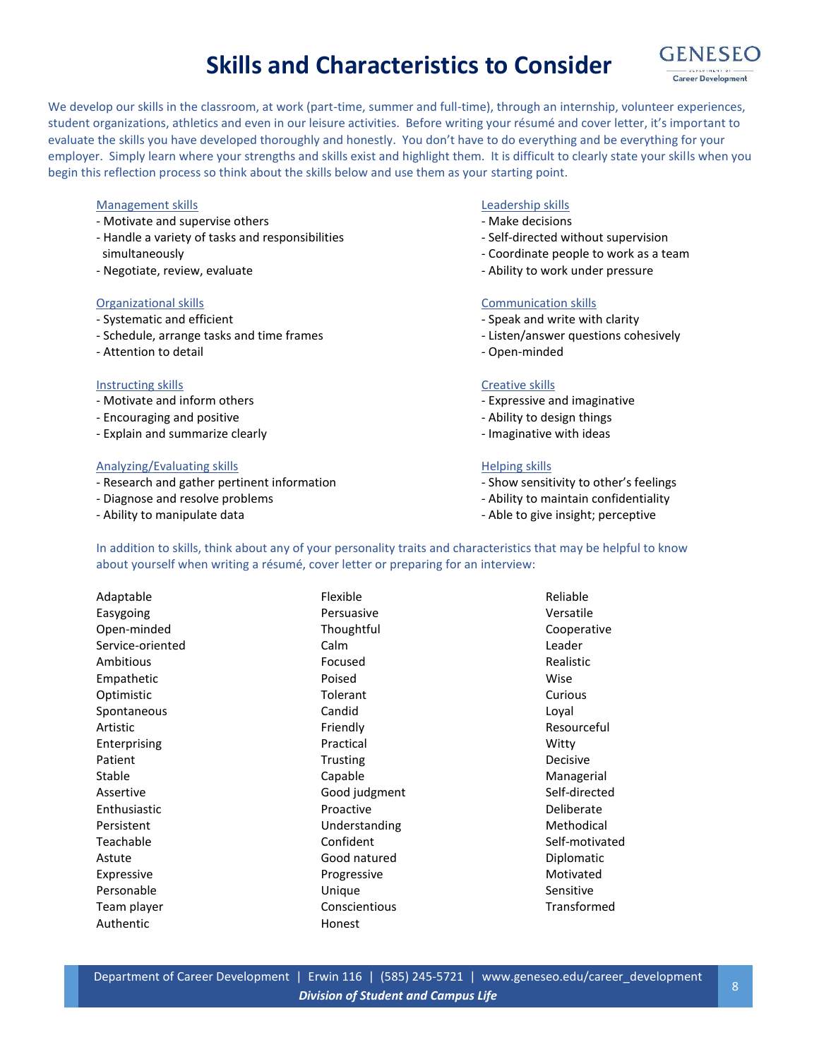# Skills and Characteristics to Consider

We develop our skills in the classroom, at work (part-time, summer and full-time), through an internship, volunteer experiences, student organizations, athletics and even in our leisure activities. Before writing your résumé and cover letter, it's important to evaluate the skills you have developed thoroughly and honestly. You don't have to do everything and be everything for your employer. Simply learn where your strengths and skills exist and highlight them. It is difficult to clearly state your skills when you begin this reflection process so think about the skills below and use them as your starting point.

Management skills
- Motivate and supervise others
- Handle a variety of tasks and responsibilities simultaneously
- Negotiate, review, evaluate

Organizational skills
- Systematic and efficient
- Schedule, arrange tasks and time frames
- Attention to detail

Instructing skills
- Motivate and inform others
- Encouraging and positive
- Explain and summarize clearly

Analyzing/Evaluating skills
- Research and gather pertinent information
- Diagnose and resolve problems
- Ability to manipulate data

Leadership skills
- Make decisions
- Self-directed without supervision
- Coordinate people to work as a team
- Ability to work under pressure

Communication skills
- Speak and write with clarity
- Listen/answer questions cohesively
- Open-minded

Creative skills
- Expressive and imaginative
- Ability to design things
- Imaginative with ideas

Helping skills
- Show sensitivity to other's feelings
- Ability to maintain confidentiality
- Able to give insight; perceptive

In addition to skills, think about any of your personality traits and characteristics that may be helpful to know about yourself when writing a résumé, cover letter or preparing for an interview:

Adaptable
Easygoing
Open-minded
Service-oriented
Ambitious
Empathetic
Optimistic
Spontaneous
Artistic
Enterprising
Patient
Stable
Assertive
Enthusiastic
Persistent
Teachable
Astute
Expressive
Personable
Team player
Authentic

Flexible
Persuasive
Thoughtful
Calm
Focused
Poised
Tolerant
Candid
Friendly
Practical
Trusting
Capable
Good judgment
Proactive
Understanding
Confident
Good natured
Progressive
Unique
Conscientious
Honest

Reliable
Versatile
Cooperative
Leader
Realistic
Wise
Curious
Loyal
Resourceful
Witty
Decisive
Managerial
Self-directed
Deliberate
Methodical
Self-motivated
Diplomatic
Motivated
Sensitive
Transformed

Department of Career Development | Erwin 116 | (585) 245-5721 | www.geneseo.edu/career_development
*Division of Student and Campus Life*